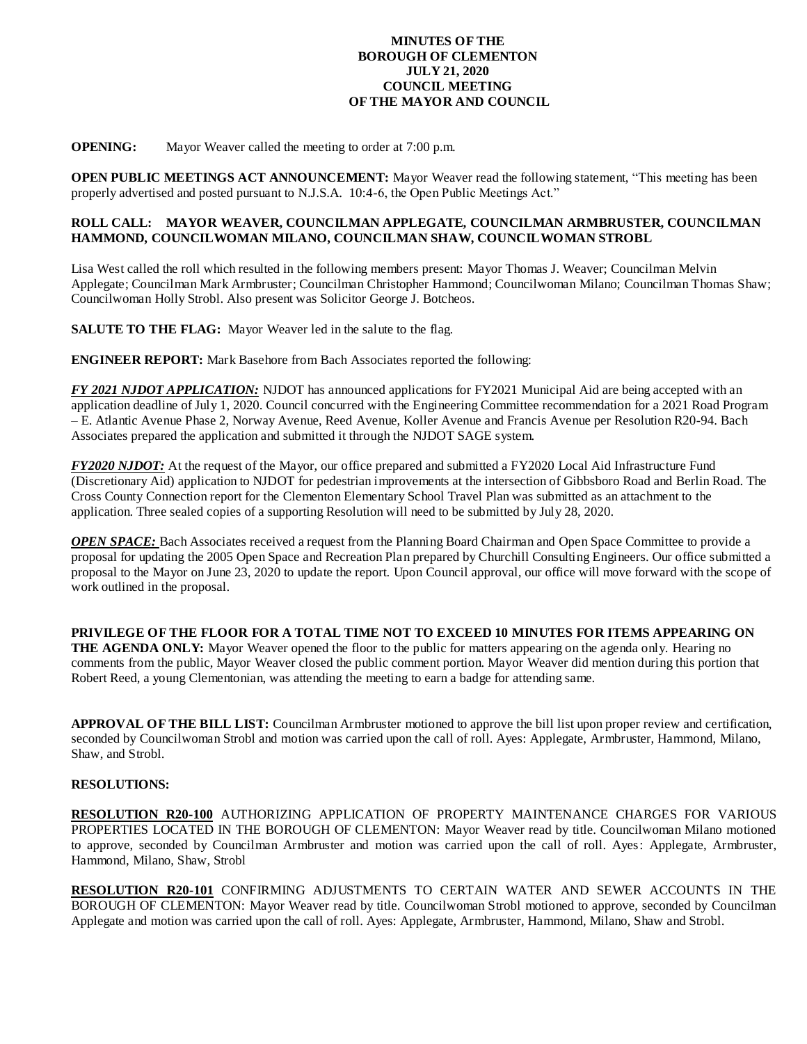**MINUTES OF THE**
**BOROUGH OF CLEMENTON**
**JULY 21, 2020**
**COUNCIL MEETING**
**OF THE MAYOR AND COUNCIL**

**OPENING:** Mayor Weaver called the meeting to order at 7:00 p.m.

**OPEN PUBLIC MEETINGS ACT ANNOUNCEMENT:** Mayor Weaver read the following statement, "This meeting has been properly advertised and posted pursuant to N.J.S.A. 10:4-6, the Open Public Meetings Act."

**ROLL CALL: MAYOR WEAVER, COUNCILMAN APPLEGATE, COUNCILMAN ARMBRUSTER, COUNCILMAN HAMMOND, COUNCILWOMAN MILANO, COUNCILMAN SHAW, COUNCILWOMAN STROBL**

Lisa West called the roll which resulted in the following members present: Mayor Thomas J. Weaver; Councilman Melvin Applegate; Councilman Mark Armbruster; Councilman Christopher Hammond; Councilwoman Milano; Councilman Thomas Shaw; Councilwoman Holly Strobl. Also present was Solicitor George J. Botcheos.

**SALUTE TO THE FLAG:** Mayor Weaver led in the salute to the flag.

**ENGINEER REPORT:** Mark Basehore from Bach Associates reported the following:

***FY 2021 NJDOT APPLICATION:*** NJDOT has announced applications for FY2021 Municipal Aid are being accepted with an application deadline of July 1, 2020. Council concurred with the Engineering Committee recommendation for a 2021 Road Program – E. Atlantic Avenue Phase 2, Norway Avenue, Reed Avenue, Koller Avenue and Francis Avenue per Resolution R20-94. Bach Associates prepared the application and submitted it through the NJDOT SAGE system.

***FY2020 NJDOT:*** At the request of the Mayor, our office prepared and submitted a FY2020 Local Aid Infrastructure Fund (Discretionary Aid) application to NJDOT for pedestrian improvements at the intersection of Gibbsboro Road and Berlin Road. The Cross County Connection report for the Clementon Elementary School Travel Plan was submitted as an attachment to the application. Three sealed copies of a supporting Resolution will need to be submitted by July 28, 2020.

***OPEN SPACE:*** Bach Associates received a request from the Planning Board Chairman and Open Space Committee to provide a proposal for updating the 2005 Open Space and Recreation Plan prepared by Churchill Consulting Engineers. Our office submitted a proposal to the Mayor on June 23, 2020 to update the report. Upon Council approval, our office will move forward with the scope of work outlined in the proposal.

**PRIVILEGE OF THE FLOOR FOR A TOTAL TIME NOT TO EXCEED 10 MINUTES FOR ITEMS APPEARING ON THE AGENDA ONLY:** Mayor Weaver opened the floor to the public for matters appearing on the agenda only. Hearing no comments from the public, Mayor Weaver closed the public comment portion. Mayor Weaver did mention during this portion that Robert Reed, a young Clementonian, was attending the meeting to earn a badge for attending same.

**APPROVAL OF THE BILL LIST:** Councilman Armbruster motioned to approve the bill list upon proper review and certification, seconded by Councilwoman Strobl and motion was carried upon the call of roll. Ayes: Applegate, Armbruster, Hammond, Milano, Shaw, and Strobl.

**RESOLUTIONS:**

**RESOLUTION R20-100** AUTHORIZING APPLICATION OF PROPERTY MAINTENANCE CHARGES FOR VARIOUS PROPERTIES LOCATED IN THE BOROUGH OF CLEMENTON: Mayor Weaver read by title. Councilwoman Milano motioned to approve, seconded by Councilman Armbruster and motion was carried upon the call of roll. Ayes: Applegate, Armbruster, Hammond, Milano, Shaw, Strobl

**RESOLUTION R20-101** CONFIRMING ADJUSTMENTS TO CERTAIN WATER AND SEWER ACCOUNTS IN THE BOROUGH OF CLEMENTON: Mayor Weaver read by title. Councilwoman Strobl motioned to approve, seconded by Councilman Applegate and motion was carried upon the call of roll. Ayes: Applegate, Armbruster, Hammond, Milano, Shaw and Strobl.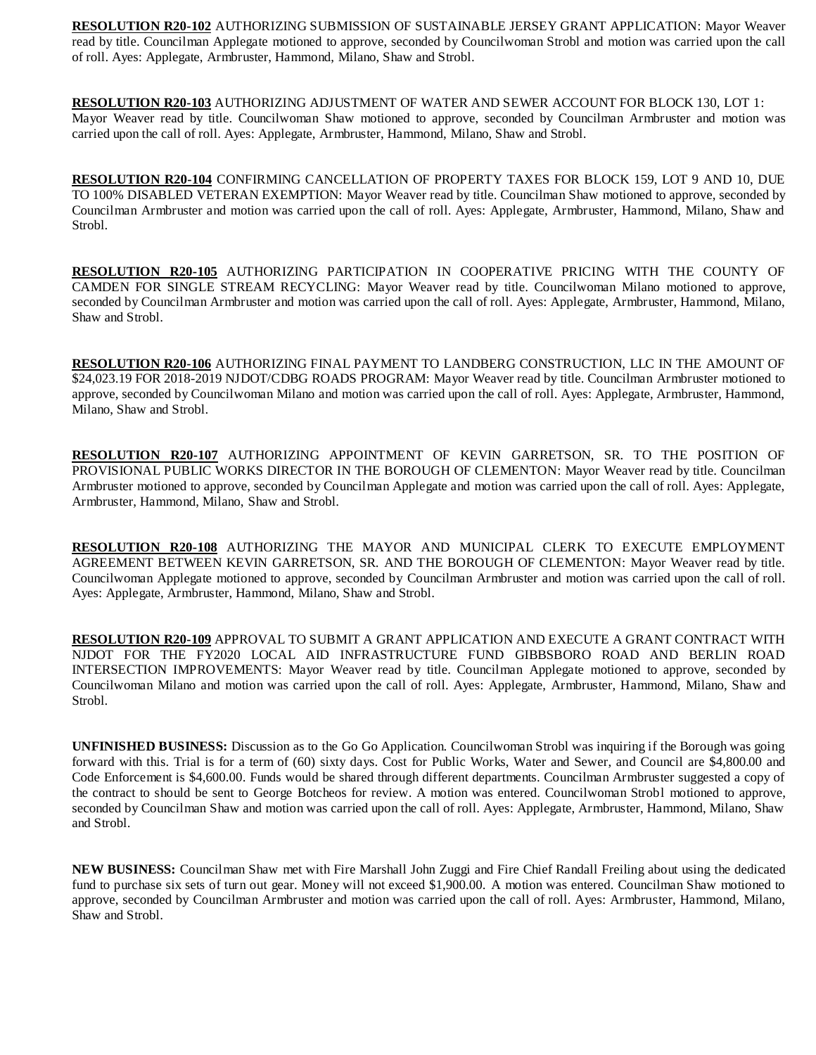**RESOLUTION R20-102** AUTHORIZING SUBMISSION OF SUSTAINABLE JERSEY GRANT APPLICATION: Mayor Weaver read by title. Councilman Applegate motioned to approve, seconded by Councilwoman Strobl and motion was carried upon the call of roll. Ayes: Applegate, Armbruster, Hammond, Milano, Shaw and Strobl.

**RESOLUTION R20-103** AUTHORIZING ADJUSTMENT OF WATER AND SEWER ACCOUNT FOR BLOCK 130, LOT 1: Mayor Weaver read by title. Councilwoman Shaw motioned to approve, seconded by Councilman Armbruster and motion was carried upon the call of roll. Ayes: Applegate, Armbruster, Hammond, Milano, Shaw and Strobl.

**RESOLUTION R20-104** CONFIRMING CANCELLATION OF PROPERTY TAXES FOR BLOCK 159, LOT 9 AND 10, DUE TO 100% DISABLED VETERAN EXEMPTION: Mayor Weaver read by title. Councilman Shaw motioned to approve, seconded by Councilman Armbruster and motion was carried upon the call of roll. Ayes: Applegate, Armbruster, Hammond, Milano, Shaw and Strobl.

**RESOLUTION R20-105** AUTHORIZING PARTICIPATION IN COOPERATIVE PRICING WITH THE COUNTY OF CAMDEN FOR SINGLE STREAM RECYCLING: Mayor Weaver read by title. Councilwoman Milano motioned to approve, seconded by Councilman Armbruster and motion was carried upon the call of roll. Ayes: Applegate, Armbruster, Hammond, Milano, Shaw and Strobl.

**RESOLUTION R20-106** AUTHORIZING FINAL PAYMENT TO LANDBERG CONSTRUCTION, LLC IN THE AMOUNT OF $24,023.19 FOR 2018-2019 NJDOT/CDBG ROADS PROGRAM: Mayor Weaver read by title. Councilman Armbruster motioned to approve, seconded by Councilwoman Milano and motion was carried upon the call of roll. Ayes: Applegate, Armbruster, Hammond, Milano, Shaw and Strobl.

**RESOLUTION R20-107** AUTHORIZING APPOINTMENT OF KEVIN GARRETSON, SR. TO THE POSITION OF PROVISIONAL PUBLIC WORKS DIRECTOR IN THE BOROUGH OF CLEMENTON: Mayor Weaver read by title. Councilman Armbruster motioned to approve, seconded by Councilman Applegate and motion was carried upon the call of roll. Ayes: Applegate, Armbruster, Hammond, Milano, Shaw and Strobl.

**RESOLUTION R20-108** AUTHORIZING THE MAYOR AND MUNICIPAL CLERK TO EXECUTE EMPLOYMENT AGREEMENT BETWEEN KEVIN GARRETSON, SR. AND THE BOROUGH OF CLEMENTON: Mayor Weaver read by title. Councilwoman Applegate motioned to approve, seconded by Councilman Armbruster and motion was carried upon the call of roll. Ayes: Applegate, Armbruster, Hammond, Milano, Shaw and Strobl.

**RESOLUTION R20-109** APPROVAL TO SUBMIT A GRANT APPLICATION AND EXECUTE A GRANT CONTRACT WITH NJDOT FOR THE FY2020 LOCAL AID INFRASTRUCTURE FUND GIBBSBORO ROAD AND BERLIN ROAD INTERSECTION IMPROVEMENTS: Mayor Weaver read by title. Councilman Applegate motioned to approve, seconded by Councilwoman Milano and motion was carried upon the call of roll. Ayes: Applegate, Armbruster, Hammond, Milano, Shaw and Strobl.

**UNFINISHED BUSINESS:** Discussion as to the Go Go Application. Councilwoman Strobl was inquiring if the Borough was going forward with this. Trial is for a term of (60) sixty days. Cost for Public Works, Water and Sewer, and Council are $4,800.00 and Code Enforcement is $4,600.00. Funds would be shared through different departments. Councilman Armbruster suggested a copy of the contract to should be sent to George Botcheos for review. A motion was entered. Councilwoman Strobl motioned to approve, seconded by Councilman Shaw and motion was carried upon the call of roll. Ayes: Applegate, Armbruster, Hammond, Milano, Shaw and Strobl.

**NEW BUSINESS:** Councilman Shaw met with Fire Marshall John Zuggi and Fire Chief Randall Freiling about using the dedicated fund to purchase six sets of turn out gear. Money will not exceed $1,900.00. A motion was entered. Councilman Shaw motioned to approve, seconded by Councilman Armbruster and motion was carried upon the call of roll. Ayes: Armbruster, Hammond, Milano, Shaw and Strobl.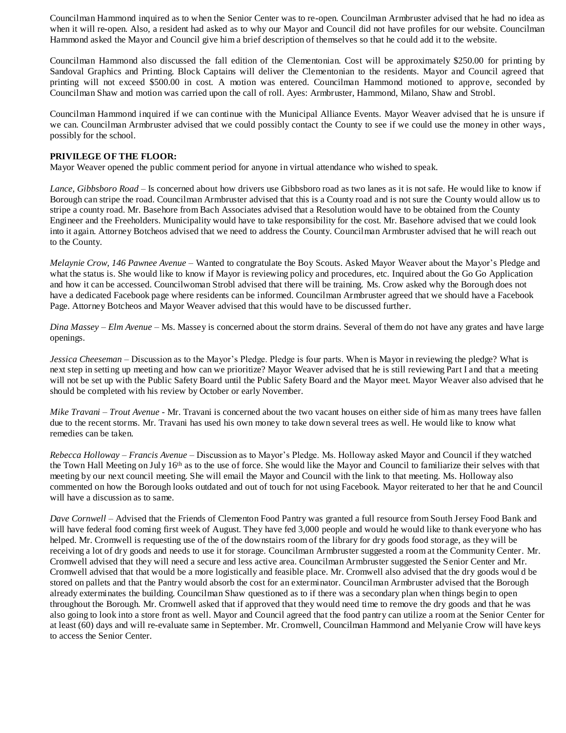Councilman Hammond inquired as to when the Senior Center was to re-open. Councilman Armbruster advised that he had no idea as when it will re-open. Also, a resident had asked as to why our Mayor and Council did not have profiles for our website. Councilman Hammond asked the Mayor and Council give him a brief description of themselves so that he could add it to the website.

Councilman Hammond also discussed the fall edition of the Clementonian. Cost will be approximately $250.00 for printing by Sandoval Graphics and Printing. Block Captains will deliver the Clementonian to the residents. Mayor and Council agreed that printing will not exceed $500.00 in cost. A motion was entered. Councilman Hammond motioned to approve, seconded by Councilman Shaw and motion was carried upon the call of roll. Ayes: Armbruster, Hammond, Milano, Shaw and Strobl.

Councilman Hammond inquired if we can continue with the Municipal Alliance Events. Mayor Weaver advised that he is unsure if we can. Councilman Armbruster advised that we could possibly contact the County to see if we could use the money in other ways, possibly for the school.

**PRIVILEGE OF THE FLOOR:**

Mayor Weaver opened the public comment period for anyone in virtual attendance who wished to speak.

*Lance, Gibbsboro Road* – Is concerned about how drivers use Gibbsboro road as two lanes as it is not safe. He would like to know if Borough can stripe the road. Councilman Armbruster advised that this is a County road and is not sure the County would allow us to stripe a county road. Mr. Basehore from Bach Associates advised that a Resolution would have to be obtained from the County Engineer and the Freeholders. Municipality would have to take responsibility for the cost. Mr. Basehore advised that we could look into it again. Attorney Botcheos advised that we need to address the County. Councilman Armbruster advised that he will reach out to the County.

*Melaynie Crow, 146 Pawnee Avenue* – Wanted to congratulate the Boy Scouts. Asked Mayor Weaver about the Mayor's Pledge and what the status is. She would like to know if Mayor is reviewing policy and procedures, etc. Inquired about the Go Go Application and how it can be accessed. Councilwoman Strobl advised that there will be training. Ms. Crow asked why the Borough does not have a dedicated Facebook page where residents can be informed. Councilman Armbruster agreed that we should have a Facebook Page. Attorney Botcheos and Mayor Weaver advised that this would have to be discussed further.

*Dina Massey – Elm Avenue* – Ms. Massey is concerned about the storm drains. Several of them do not have any grates and have large openings.

*Jessica Cheeseman* – Discussion as to the Mayor's Pledge. Pledge is four parts. When is Mayor in reviewing the pledge? What is next step in setting up meeting and how can we prioritize? Mayor Weaver advised that he is still reviewing Part I and that a meeting will not be set up with the Public Safety Board until the Public Safety Board and the Mayor meet. Mayor Weaver also advised that he should be completed with his review by October or early November.

*Mike Travani – Trout Avenue* - Mr. Travani is concerned about the two vacant houses on either side of him as many trees have fallen due to the recent storms. Mr. Travani has used his own money to take down several trees as well. He would like to know what remedies can be taken.

*Rebecca Holloway – Francis Avenue* – Discussion as to Mayor's Pledge. Ms. Holloway asked Mayor and Council if they watched the Town Hall Meeting on July 16th as to the use of force. She would like the Mayor and Council to familiarize their selves with that meeting by our next council meeting. She will email the Mayor and Council with the link to that meeting. Ms. Holloway also commented on how the Borough looks outdated and out of touch for not using Facebook. Mayor reiterated to her that he and Council will have a discussion as to same.

*Dave Cornwell* – Advised that the Friends of Clementon Food Pantry was granted a full resource from South Jersey Food Bank and will have federal food coming first week of August. They have fed 3,000 people and would he would like to thank everyone who has helped. Mr. Cromwell is requesting use of the of the downstairs room of the library for dry goods food storage, as they will be receiving a lot of dry goods and needs to use it for storage. Councilman Armbruster suggested a room at the Community Center. Mr. Cromwell advised that they will need a secure and less active area. Councilman Armbruster suggested the Senior Center and Mr. Cromwell advised that that would be a more logistically and feasible place. Mr. Cromwell also advised that the dry goods would be stored on pallets and that the Pantry would absorb the cost for an exterminator. Councilman Armbruster advised that the Borough already exterminates the building. Councilman Shaw questioned as to if there was a secondary plan when things begin to open throughout the Borough. Mr. Cromwell asked that if approved that they would need time to remove the dry goods and that he was also going to look into a store front as well. Mayor and Council agreed that the food pantry can utilize a room at the Senior Center for at least (60) days and will re-evaluate same in September. Mr. Cromwell, Councilman Hammond and Melyanie Crow will have keys to access the Senior Center.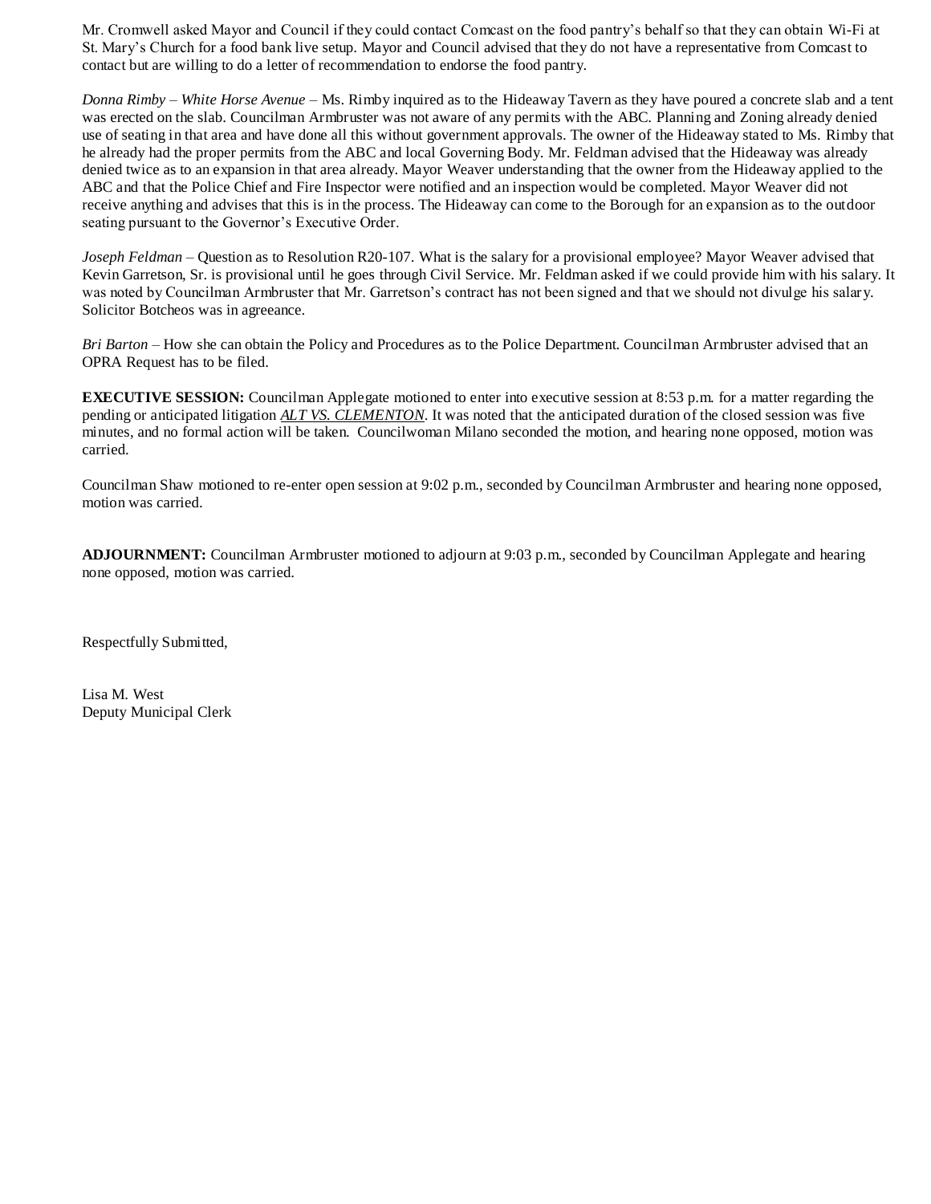Mr. Cromwell asked Mayor and Council if they could contact Comcast on the food pantry's behalf so that they can obtain Wi-Fi at St. Mary's Church for a food bank live setup. Mayor and Council advised that they do not have a representative from Comcast to contact but are willing to do a letter of recommendation to endorse the food pantry.

*Donna Rimby – White Horse Avenue* – Ms. Rimby inquired as to the Hideaway Tavern as they have poured a concrete slab and a tent was erected on the slab. Councilman Armbruster was not aware of any permits with the ABC. Planning and Zoning already denied use of seating in that area and have done all this without government approvals. The owner of the Hideaway stated to Ms. Rimby that he already had the proper permits from the ABC and local Governing Body. Mr. Feldman advised that the Hideaway was already denied twice as to an expansion in that area already. Mayor Weaver understanding that the owner from the Hideaway applied to the ABC and that the Police Chief and Fire Inspector were notified and an inspection would be completed. Mayor Weaver did not receive anything and advises that this is in the process. The Hideaway can come to the Borough for an expansion as to the outdoor seating pursuant to the Governor's Executive Order.

*Joseph Feldman* – Question as to Resolution R20-107. What is the salary for a provisional employee? Mayor Weaver advised that Kevin Garretson, Sr. is provisional until he goes through Civil Service. Mr. Feldman asked if we could provide him with his salary. It was noted by Councilman Armbruster that Mr. Garretson's contract has not been signed and that we should not divulge his salary. Solicitor Botcheos was in agreeance.

*Bri Barton* – How she can obtain the Policy and Procedures as to the Police Department. Councilman Armbruster advised that an OPRA Request has to be filed.

**EXECUTIVE SESSION:** Councilman Applegate motioned to enter into executive session at 8:53 p.m. for a matter regarding the pending or anticipated litigation ***ALT VS. CLEMENTON***. It was noted that the anticipated duration of the closed session was five minutes, and no formal action will be taken. Councilwoman Milano seconded the motion, and hearing none opposed, motion was carried.

Councilman Shaw motioned to re-enter open session at 9:02 p.m., seconded by Councilman Armbruster and hearing none opposed, motion was carried.

**ADJOURNMENT:** Councilman Armbruster motioned to adjourn at 9:03 p.m., seconded by Councilman Applegate and hearing none opposed, motion was carried.

Respectfully Submitted,

Lisa M. West
Deputy Municipal Clerk